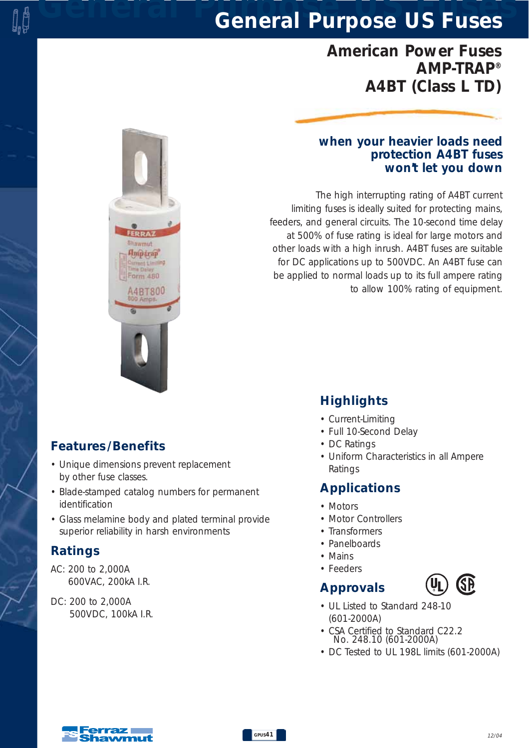# General Purpose US Fuses

## American Power Fuses
## AMP-TRAP®
## A4BT (Class L TD)

### when your heavier loads need protection A4BT fuses won't let you down

The high interrupting rating of A4BT current limiting fuses is ideally suited for protecting mains, feeders, and general circuits. The 10-second time delay at 500% of fuse rating is ideal for large motors and other loads with a high inrush. A4BT fuses are suitable for DC applications up to 500VDC. An A4BT fuse can be applied to normal loads up to its full ampere rating to allow 100% rating of equipment.

## Features/Benefits

- Unique dimensions prevent replacement by other fuse classes.
- Blade-stamped catalog numbers for permanent identification
- Glass melamine body and plated terminal provide superior reliability in harsh environments

## Ratings

AC: 200 to 2,000A
600VAC, 200kA I.R.

DC: 200 to 2,000A
500VDC, 100kA I.R.

## Highlights

- Current-Limiting
- Full 10-Second Delay
- DC Ratings
- Uniform Characteristics in all Ampere Ratings

## Applications

- Motors
- Motor Controllers
- Transformers
- Panelboards
- Mains
- Feeders

## Approvals

- UL Listed to Standard 248-10 (601-2000A)
- CSA Certified to Standard C22.2 No. 248.10 (601-2000A)
- DC Tested to UL 198L limits (601-2000A)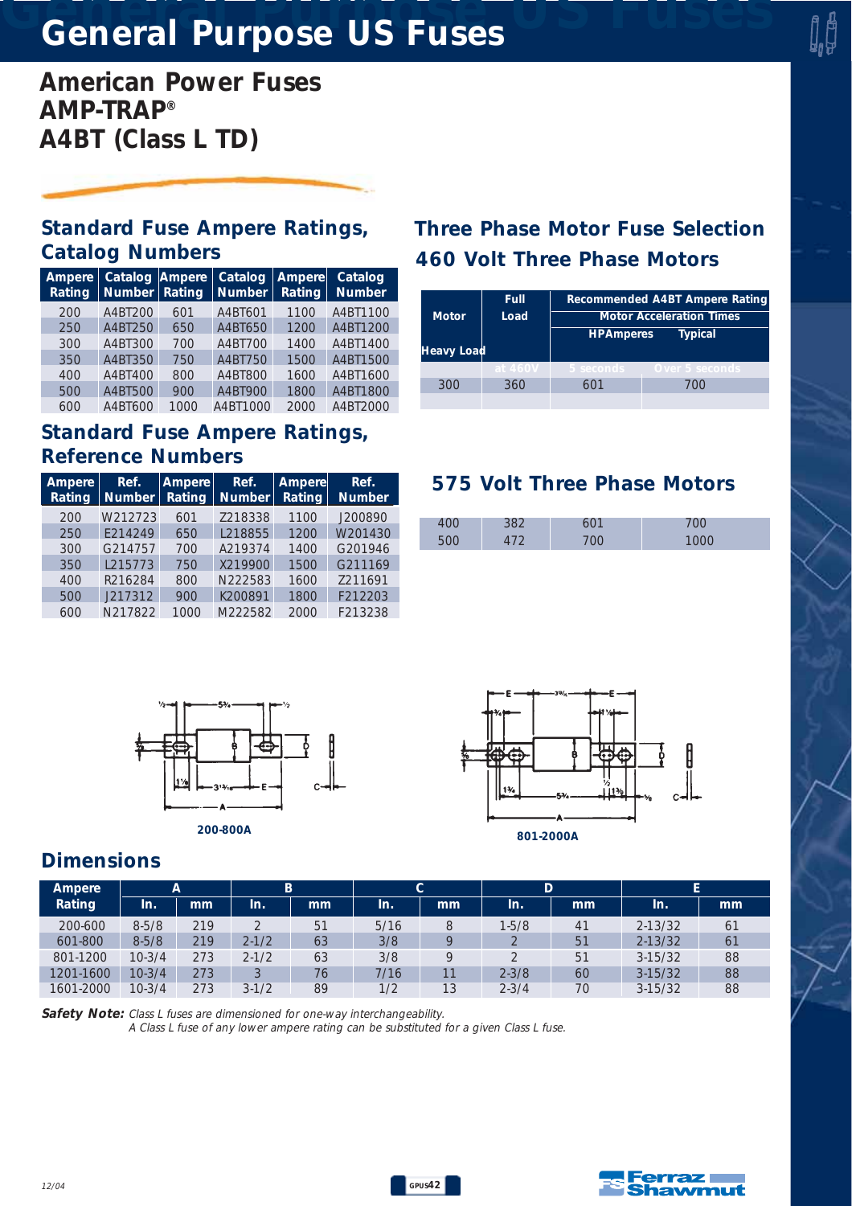# General Purpose US Fuses

## American Power Fuses
## AMP-TRAP®
## A4BT (Class L TD)

### Standard Fuse Ampere Ratings, Catalog Numbers

| Ampere Rating | Catalog Number | Ampere Rating | Catalog Number | Ampere Rating | Catalog Number |
|---|---|---|---|---|---|
| 200 | A4BT200 | 601 | A4BT601 | 1100 | A4BT1100 |
| 250 | A4BT250 | 650 | A4BT650 | 1200 | A4BT1200 |
| 300 | A4BT300 | 700 | A4BT700 | 1400 | A4BT1400 |
| 350 | A4BT350 | 750 | A4BT750 | 1500 | A4BT1500 |
| 400 | A4BT400 | 800 | A4BT800 | 1600 | A4BT1600 |
| 500 | A4BT500 | 900 | A4BT900 | 1800 | A4BT1800 |
| 600 | A4BT600 | 1000 | A4BT1000 | 2000 | A4BT2000 |

### Standard Fuse Ampere Ratings, Reference Numbers

| Ampere Rating | Ref. Number | Ampere Rating | Ref. Number | Ampere Rating | Ref. Number |
|---|---|---|---|---|---|
| 200 | W212723 | 601 | Z218338 | 1100 | J200890 |
| 250 | E214249 | 650 | L218855 | 1200 | W201430 |
| 300 | G214757 | 700 | A219374 | 1400 | G201946 |
| 350 | L215773 | 750 | X219900 | 1500 | G211169 |
| 400 | R216284 | 800 | N222583 | 1600 | Z211691 |
| 500 | J217312 | 900 | K200891 | 1800 | F212203 |
| 600 | N217822 | 1000 | M222582 | 2000 | F213238 |

### Three Phase Motor Fuse Selection

### 460 Volt Three Phase Motors

| Motor | Full Load | Recommended A4BT Ampere Rating | |
|---|---|---|---|
| | | Motor Acceleration Times | |
| Heavy Load HP | Amperes at 460V | 5 seconds | Typical Over 5 seconds |
| 300 | 360 | 601 | 700 |

### 575 Volt Three Phase Motors

| Motor HP | Full Load Amperes | 5 seconds | Over 5 seconds |
|---|---|---|---|
| 400 | 382 | 601 | 700 |
| 500 | 472 | 700 | 1000 |

200-800A

801-2000A

### Dimensions

| Ampere Rating | A In. | A mm | B In. | B mm | C In. | C mm | D In. | D mm | E In. | E mm |
|---|---|---|---|---|---|---|---|---|---|---|
| 200-600 | 8-5/8 | 219 | 2 | 51 | 5/16 | 8 | 1-5/8 | 41 | 2-13/32 | 61 |
| 601-800 | 8-5/8 | 219 | 2-1/2 | 63 | 3/8 | 9 | 2 | 51 | 2-13/32 | 61 |
| 801-1200 | 10-3/4 | 273 | 2-1/2 | 63 | 3/8 | 9 | 2 | 51 | 3-15/32 | 88 |
| 1201-1600 | 10-3/4 | 273 | 3 | 76 | 7/16 | 11 | 2-3/8 | 60 | 3-15/32 | 88 |
| 1601-2000 | 10-3/4 | 273 | 3-1/2 | 89 | 1/2 | 13 | 2-3/4 | 70 | 3-15/32 | 88 |

**Safety Note:** *Class L fuses are dimensioned for one-way interchangeability.*
*A Class L fuse of any lower ampere rating can be substituted for a given Class L fuse.*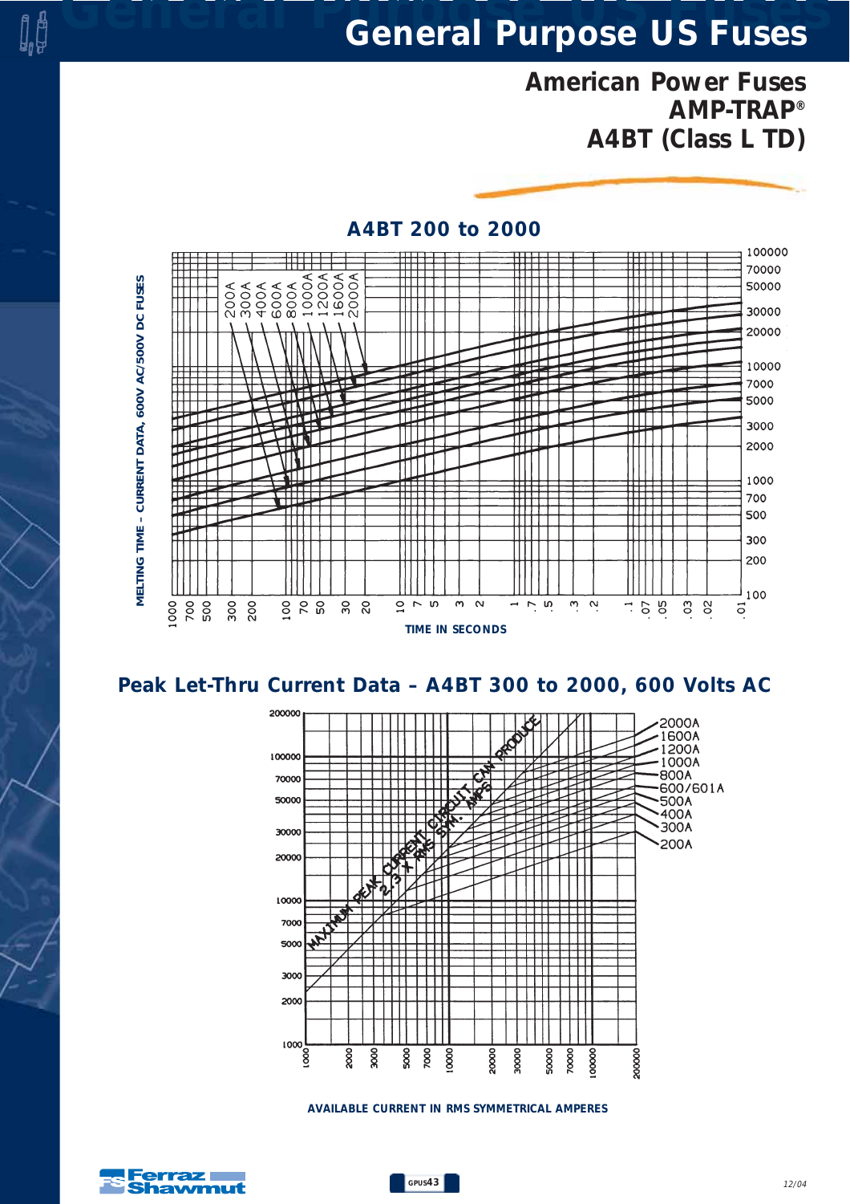# American Power Fuses

## AMP-TRAP®

## A4BT (Class L TD)

### A4BT 200 to 2000

200A
300A
400A
600A
800A
1000A
1200A
1600A
2000A

MELTING TIME – CURRENT DATA, 600V AC/500V DC FUSES

100000
70000
50000
30000
20000
10000
7000
5000
3000
2000
1000
700
500
300
200
100

1000 700 500 300 200 100 70 50 30 20 10 7 5 3 2 1 .7 .5 .3 .2 .1 .07 .05 .03 .02 .01

TIME IN SECONDS

### Peak Let-Thru Current Data – A4BT 300 to 2000, 600 Volts AC

MAXIMUM PEAK CURRENT CIRCUIT CAN PRODUCE
2.3 X RMS SYM. AMPS

2000A
1600A
1200A
1000A
800A
600/601A
500A
400A
300A
200A

200000
100000
70000
50000
30000
20000
10000
7000
5000
3000
2000
1000

1000 2000 3000 5000 7000 10000 20000 30000 50000 70000 100000 200000

AVAILABLE CURRENT IN RMS SYMMETRICAL AMPERES